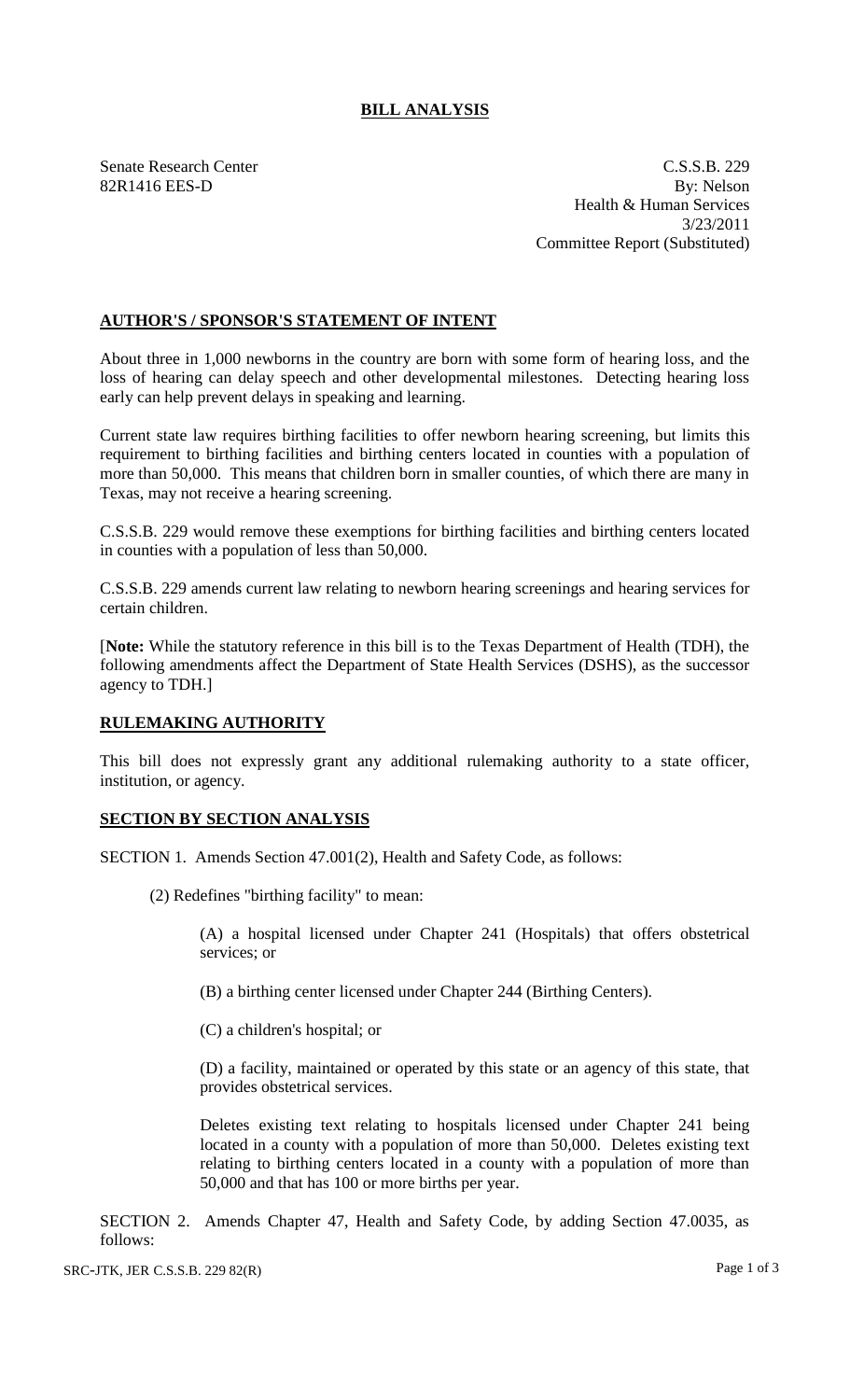# BILL ANALYSIS

Senate Research Center
82R1416 EES-D

C.S.S.B. 229
By: Nelson
Health & Human Services
3/23/2011
Committee Report (Substituted)

## AUTHOR'S / SPONSOR'S STATEMENT OF INTENT

About three in 1,000 newborns in the country are born with some form of hearing loss, and the loss of hearing can delay speech and other developmental milestones. Detecting hearing loss early can help prevent delays in speaking and learning.

Current state law requires birthing facilities to offer newborn hearing screening, but limits this requirement to birthing facilities and birthing centers located in counties with a population of more than 50,000. This means that children born in smaller counties, of which there are many in Texas, may not receive a hearing screening.

C.S.S.B. 229 would remove these exemptions for birthing facilities and birthing centers located in counties with a population of less than 50,000.

C.S.S.B. 229 amends current law relating to newborn hearing screenings and hearing services for certain children.

[**Note:** While the statutory reference in this bill is to the Texas Department of Health (TDH), the following amendments affect the Department of State Health Services (DSHS), as the successor agency to TDH.]

## RULEMAKING AUTHORITY

This bill does not expressly grant any additional rulemaking authority to a state officer, institution, or agency.

## SECTION BY SECTION ANALYSIS

SECTION 1. Amends Section 47.001(2), Health and Safety Code, as follows:

(2) Redefines "birthing facility" to mean:

(A) a hospital licensed under Chapter 241 (Hospitals) that offers obstetrical services; or

(B) a birthing center licensed under Chapter 244 (Birthing Centers).

(C) a children's hospital; or

(D) a facility, maintained or operated by this state or an agency of this state, that provides obstetrical services.

Deletes existing text relating to hospitals licensed under Chapter 241 being located in a county with a population of more than 50,000. Deletes existing text relating to birthing centers located in a county with a population of more than 50,000 and that has 100 or more births per year.

SECTION 2. Amends Chapter 47, Health and Safety Code, by adding Section 47.0035, as follows: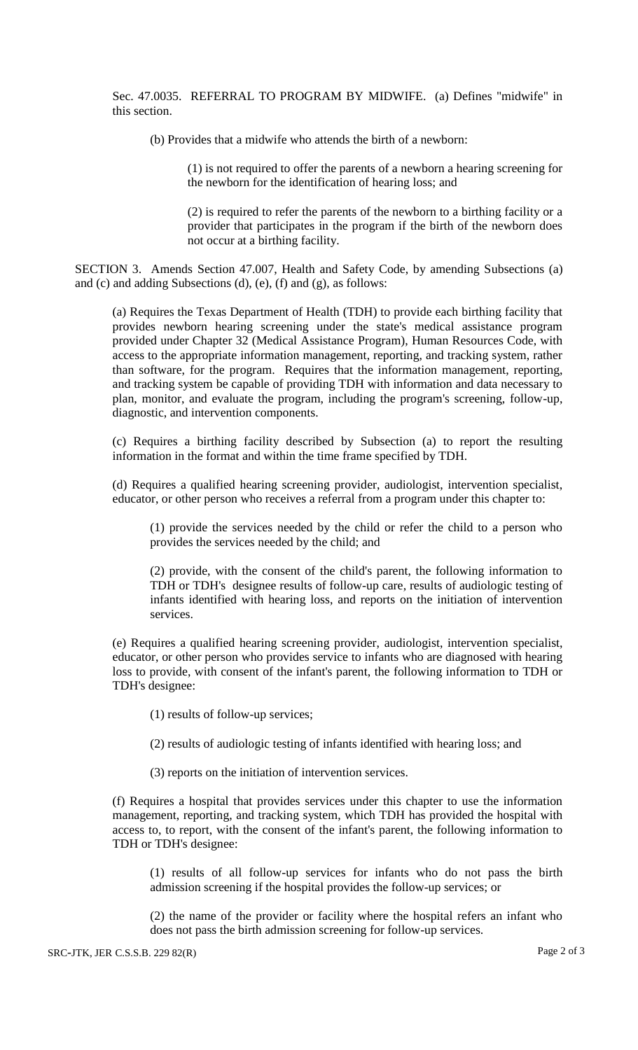Sec. 47.0035. REFERRAL TO PROGRAM BY MIDWIFE. (a) Defines "midwife" in this section.

(b) Provides that a midwife who attends the birth of a newborn:

(1) is not required to offer the parents of a newborn a hearing screening for the newborn for the identification of hearing loss; and

(2) is required to refer the parents of the newborn to a birthing facility or a provider that participates in the program if the birth of the newborn does not occur at a birthing facility.

SECTION 3. Amends Section 47.007, Health and Safety Code, by amending Subsections (a) and (c) and adding Subsections (d), (e), (f) and (g), as follows:

(a) Requires the Texas Department of Health (TDH) to provide each birthing facility that provides newborn hearing screening under the state's medical assistance program provided under Chapter 32 (Medical Assistance Program), Human Resources Code, with access to the appropriate information management, reporting, and tracking system, rather than software, for the program. Requires that the information management, reporting, and tracking system be capable of providing TDH with information and data necessary to plan, monitor, and evaluate the program, including the program's screening, follow-up, diagnostic, and intervention components.

(c) Requires a birthing facility described by Subsection (a) to report the resulting information in the format and within the time frame specified by TDH.

(d) Requires a qualified hearing screening provider, audiologist, intervention specialist, educator, or other person who receives a referral from a program under this chapter to:

(1) provide the services needed by the child or refer the child to a person who provides the services needed by the child; and

(2) provide, with the consent of the child's parent, the following information to TDH or TDH's designee results of follow-up care, results of audiologic testing of infants identified with hearing loss, and reports on the initiation of intervention services.

(e) Requires a qualified hearing screening provider, audiologist, intervention specialist, educator, or other person who provides service to infants who are diagnosed with hearing loss to provide, with consent of the infant's parent, the following information to TDH or TDH's designee:

(1) results of follow-up services;

(2) results of audiologic testing of infants identified with hearing loss; and

(3) reports on the initiation of intervention services.

(f) Requires a hospital that provides services under this chapter to use the information management, reporting, and tracking system, which TDH has provided the hospital with access to, to report, with the consent of the infant's parent, the following information to TDH or TDH's designee:

(1) results of all follow-up services for infants who do not pass the birth admission screening if the hospital provides the follow-up services; or

(2) the name of the provider or facility where the hospital refers an infant who does not pass the birth admission screening for follow-up services.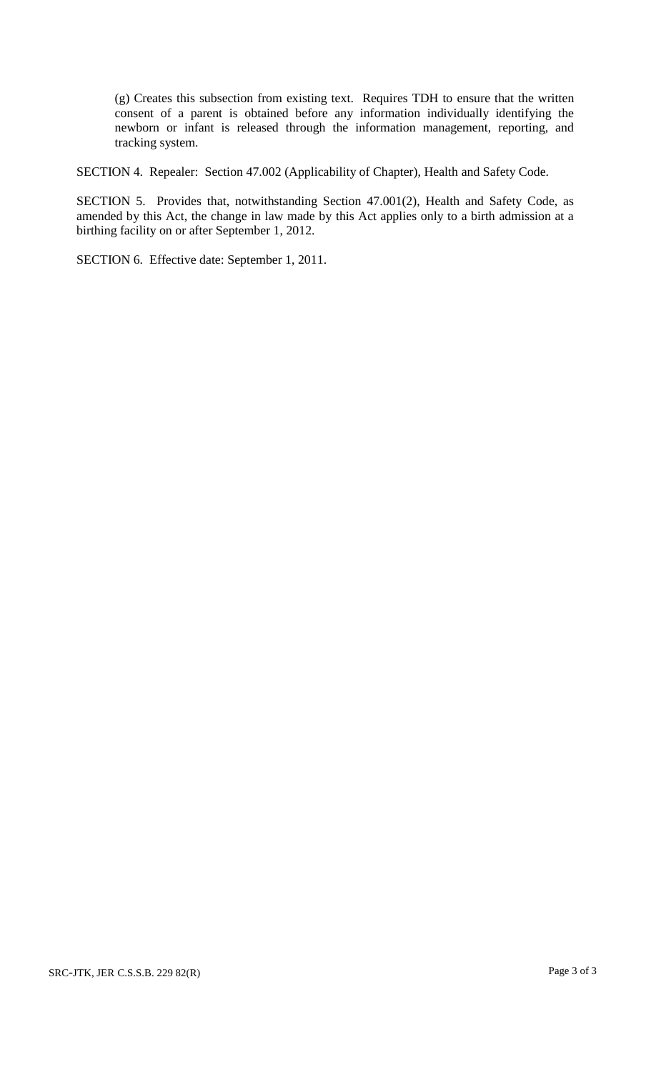(g) Creates this subsection from existing text. Requires TDH to ensure that the written consent of a parent is obtained before any information individually identifying the newborn or infant is released through the information management, reporting, and tracking system.

SECTION 4. Repealer: Section 47.002 (Applicability of Chapter), Health and Safety Code.

SECTION 5. Provides that, notwithstanding Section 47.001(2), Health and Safety Code, as amended by this Act, the change in law made by this Act applies only to a birth admission at a birthing facility on or after September 1, 2012.

SECTION 6. Effective date: September 1, 2011.